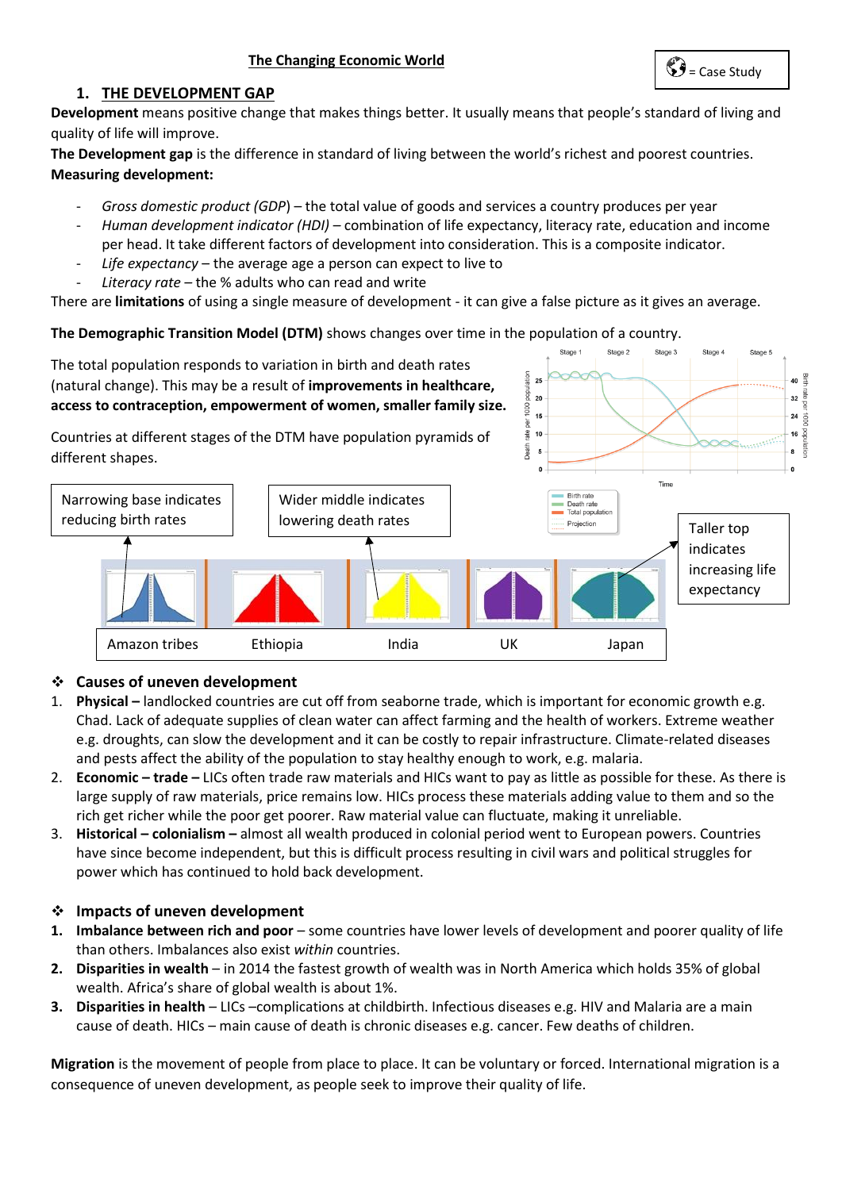# The Changing Economic World

= Case Study

## 1. THE DEVELOPMENT GAP

**Development** means positive change that makes things better. It usually means that people's standard of living and quality of life will improve.

**The Development gap** is the difference in standard of living between the world's richest and poorest countries.

**Measuring development:**

- *Gross domestic product (GDP)* – the total value of goods and services a country produces per year
- *Human development indicator (HDI)* – combination of life expectancy, literacy rate, education and income per head. It take different factors of development into consideration. This is a composite indicator.
- *Life expectancy* – the average age a person can expect to live to
- *Literacy rate* – the % adults who can read and write

There are **limitations** of using a single measure of development - it can give a false picture as it gives an average.

**The Demographic Transition Model (DTM)** shows changes over time in the population of a country.

The total population responds to variation in birth and death rates (natural change). This may be a result of **improvements in healthcare, access to contraception, empowerment of women, smaller family size.**

Countries at different stages of the DTM have population pyramids of different shapes.

Narrowing base indicates reducing birth rates

Wider middle indicates lowering death rates

Taller top indicates increasing life expectancy

Amazon tribes | Ethiopia | India | UK | Japan

### ❖ Causes of uneven development

1. **Physical –** landlocked countries are cut off from seaborne trade, which is important for economic growth e.g. Chad. Lack of adequate supplies of clean water can affect farming and the health of workers. Extreme weather e.g. droughts, can slow the development and it can be costly to repair infrastructure. Climate-related diseases and pests affect the ability of the population to stay healthy enough to work, e.g. malaria.
2. **Economic – trade –** LICs often trade raw materials and HICs want to pay as little as possible for these. As there is large supply of raw materials, price remains low. HICs process these materials adding value to them and so the rich get richer while the poor get poorer. Raw material value can fluctuate, making it unreliable.
3. **Historical – colonialism –** almost all wealth produced in colonial period went to European powers. Countries have since become independent, but this is difficult process resulting in civil wars and political struggles for power which has continued to hold back development.

### ❖ Impacts of uneven development

1. **Imbalance between rich and poor** – some countries have lower levels of development and poorer quality of life than others. Imbalances also exist *within* countries.
2. **Disparities in wealth** – in 2014 the fastest growth of wealth was in North America which holds 35% of global wealth. Africa's share of global wealth is about 1%.
3. **Disparities in health** – LICs –complications at childbirth. Infectious diseases e.g. HIV and Malaria are a main cause of death. HICs – main cause of death is chronic diseases e.g. cancer. Few deaths of children.

**Migration** is the movement of people from place to place. It can be voluntary or forced. International migration is a consequence of uneven development, as people seek to improve their quality of life.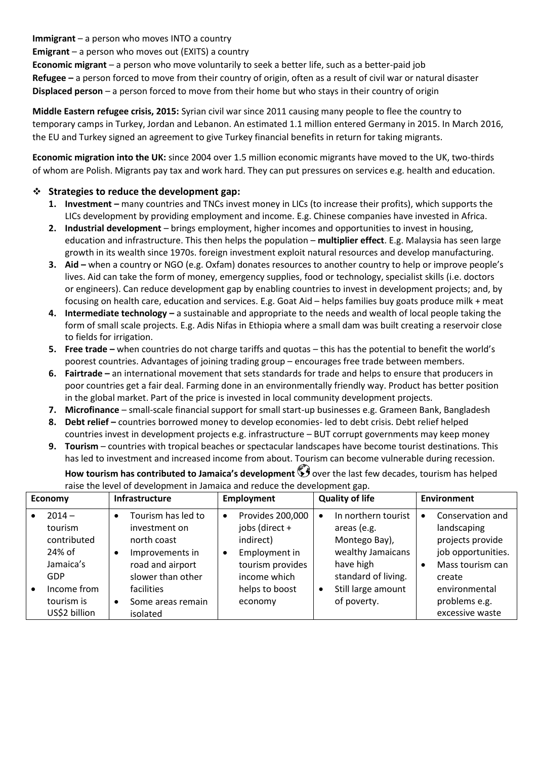**Immigrant** – a person who moves INTO a country

**Emigrant** – a person who moves out (EXITS) a country

**Economic migrant** – a person who move voluntarily to seek a better life, such as a better-paid job

**Refugee –** a person forced to move from their country of origin, often as a result of civil war or natural disaster

**Displaced person** – a person forced to move from their home but who stays in their country of origin

**Middle Eastern refugee crisis, 2015:** Syrian civil war since 2011 causing many people to flee the country to temporary camps in Turkey, Jordan and Lebanon. An estimated 1.1 million entered Germany in 2015. In March 2016, the EU and Turkey signed an agreement to give Turkey financial benefits in return for taking migrants.

**Economic migration into the UK:** since 2004 over 1.5 million economic migrants have moved to the UK, two-thirds of whom are Polish. Migrants pay tax and work hard. They can put pressures on services e.g. health and education.

❖ **Strategies to reduce the development gap:**

1. **Investment –** many countries and TNCs invest money in LICs (to increase their profits), which supports the LICs development by providing employment and income. E.g. Chinese companies have invested in Africa.
2. **Industrial development** – brings employment, higher incomes and opportunities to invest in housing, education and infrastructure. This then helps the population – **multiplier effect**. E.g. Malaysia has seen large growth in its wealth since 1970s. foreign investment exploit natural resources and develop manufacturing.
3. **Aid –** when a country or NGO (e.g. Oxfam) donates resources to another country to help or improve people's lives. Aid can take the form of money, emergency supplies, food or technology, specialist skills (i.e. doctors or engineers). Can reduce development gap by enabling countries to invest in development projects; and, by focusing on health care, education and services. E.g. Goat Aid – helps families buy goats produce milk + meat
4. **Intermediate technology –** a sustainable and appropriate to the needs and wealth of local people taking the form of small scale projects. E.g. Adis Nifas in Ethiopia where a small dam was built creating a reservoir close to fields for irrigation.
5. **Free trade –** when countries do not charge tariffs and quotas – this has the potential to benefit the world's poorest countries. Advantages of joining trading group – encourages free trade between members.
6. **Fairtrade –** an international movement that sets standards for trade and helps to ensure that producers in poor countries get a fair deal. Farming done in an environmentally friendly way. Product has better position in the global market. Part of the price is invested in local community development projects.
7. **Microfinance** – small-scale financial support for small start-up businesses e.g. Grameen Bank, Bangladesh
8. **Debt relief –** countries borrowed money to develop economies- led to debt crisis. Debt relief helped countries invest in development projects e.g. infrastructure – BUT corrupt governments may keep money
9. **Tourism** – countries with tropical beaches or spectacular landscapes have become tourist destinations. This has led to investment and increased income from about. Tourism can become vulnerable during recession.

**How tourism has contributed to Jamaica's development** 🌍 over the last few decades, tourism has helped raise the level of development in Jamaica and reduce the development gap.

| Economy | Infrastructure | Employment | Quality of life | Environment |
|---|---|---|---|---|
| • 2014 – tourism contributed 24% of Jamaica's GDP<br>• Income from tourism is US$2 billion | • Tourism has led to investment on north coast<br>• Improvements in road and airport slower than other facilities<br>• Some areas remain isolated | • Provides 200,000 jobs (direct + indirect)<br>• Employment in tourism provides income which helps to boost economy | • In northern tourist areas (e.g. Montego Bay), wealthy Jamaicans have high standard of living.<br>• Still large amount of poverty. | • Conservation and landscaping projects provide job opportunities.<br>• Mass tourism can create environmental problems e.g. excessive waste |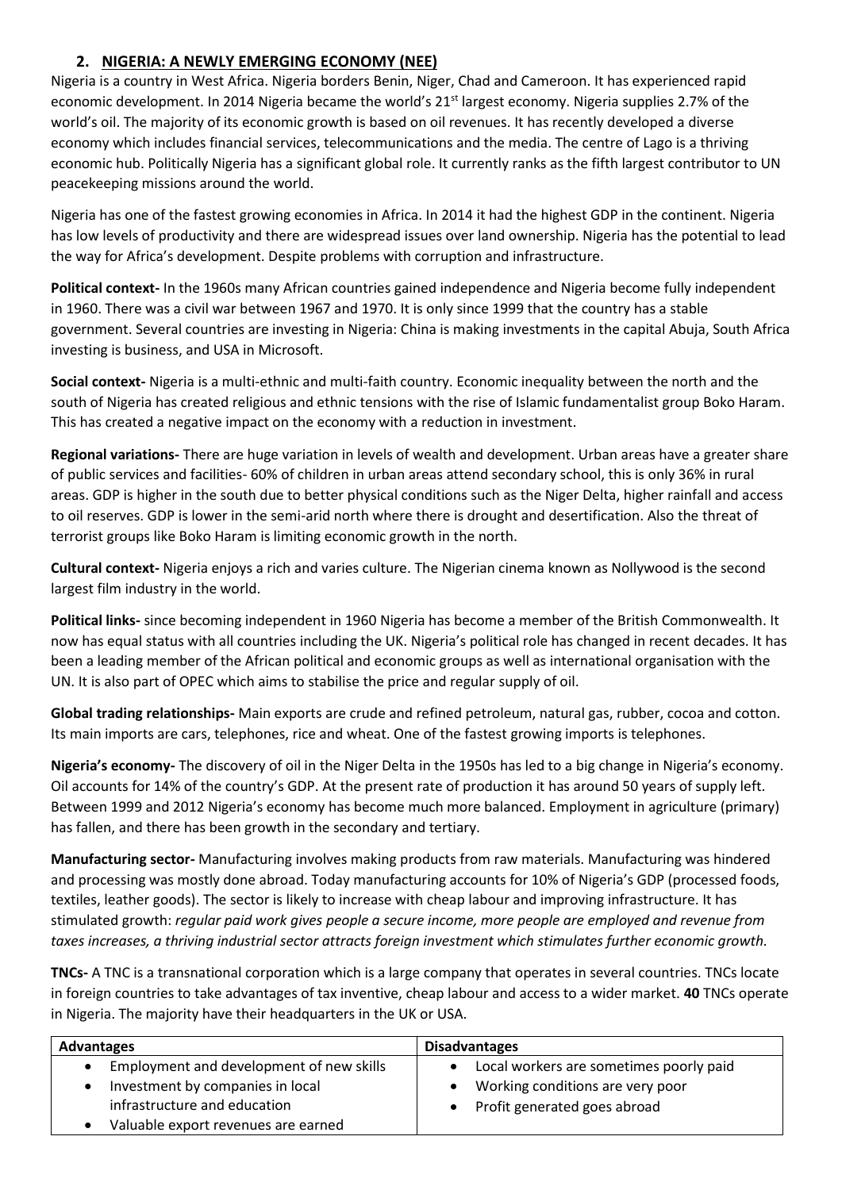## 2. NIGERIA: A NEWLY EMERGING ECONOMY (NEE)

Nigeria is a country in West Africa. Nigeria borders Benin, Niger, Chad and Cameroon. It has experienced rapid economic development. In 2014 Nigeria became the world's 21st largest economy. Nigeria supplies 2.7% of the world's oil. The majority of its economic growth is based on oil revenues. It has recently developed a diverse economy which includes financial services, telecommunications and the media. The centre of Lago is a thriving economic hub. Politically Nigeria has a significant global role. It currently ranks as the fifth largest contributor to UN peacekeeping missions around the world.

Nigeria has one of the fastest growing economies in Africa. In 2014 it had the highest GDP in the continent. Nigeria has low levels of productivity and there are widespread issues over land ownership. Nigeria has the potential to lead the way for Africa's development. Despite problems with corruption and infrastructure.

**Political context-** In the 1960s many African countries gained independence and Nigeria become fully independent in 1960. There was a civil war between 1967 and 1970. It is only since 1999 that the country has a stable government. Several countries are investing in Nigeria: China is making investments in the capital Abuja, South Africa investing is business, and USA in Microsoft.

**Social context-** Nigeria is a multi-ethnic and multi-faith country. Economic inequality between the north and the south of Nigeria has created religious and ethnic tensions with the rise of Islamic fundamentalist group Boko Haram. This has created a negative impact on the economy with a reduction in investment.

**Regional variations-** There are huge variation in levels of wealth and development. Urban areas have a greater share of public services and facilities- 60% of children in urban areas attend secondary school, this is only 36% in rural areas. GDP is higher in the south due to better physical conditions such as the Niger Delta, higher rainfall and access to oil reserves. GDP is lower in the semi-arid north where there is drought and desertification. Also the threat of terrorist groups like Boko Haram is limiting economic growth in the north.

**Cultural context-** Nigeria enjoys a rich and varies culture. The Nigerian cinema known as Nollywood is the second largest film industry in the world.

**Political links-** since becoming independent in 1960 Nigeria has become a member of the British Commonwealth. It now has equal status with all countries including the UK. Nigeria's political role has changed in recent decades. It has been a leading member of the African political and economic groups as well as international organisation with the UN. It is also part of OPEC which aims to stabilise the price and regular supply of oil.

**Global trading relationships-** Main exports are crude and refined petroleum, natural gas, rubber, cocoa and cotton. Its main imports are cars, telephones, rice and wheat. One of the fastest growing imports is telephones.

**Nigeria's economy-** The discovery of oil in the Niger Delta in the 1950s has led to a big change in Nigeria's economy. Oil accounts for 14% of the country's GDP. At the present rate of production it has around 50 years of supply left. Between 1999 and 2012 Nigeria's economy has become much more balanced. Employment in agriculture (primary) has fallen, and there has been growth in the secondary and tertiary.

**Manufacturing sector-** Manufacturing involves making products from raw materials. Manufacturing was hindered and processing was mostly done abroad. Today manufacturing accounts for 10% of Nigeria's GDP (processed foods, textiles, leather goods). The sector is likely to increase with cheap labour and improving infrastructure. It has stimulated growth: *regular paid work gives people a secure income, more people are employed and revenue from taxes increases, a thriving industrial sector attracts foreign investment which stimulates further economic growth.*

**TNCs-** A TNC is a transnational corporation which is a large company that operates in several countries. TNCs locate in foreign countries to take advantages of tax inventive, cheap labour and access to a wider market. **40** TNCs operate in Nigeria. The majority have their headquarters in the UK or USA.

| Advantages | Disadvantages |
|---|---|
| • Employment and development of new skills<br>• Investment by companies in local infrastructure and education<br>• Valuable export revenues are earned | • Local workers are sometimes poorly paid<br>• Working conditions are very poor<br>• Profit generated goes abroad |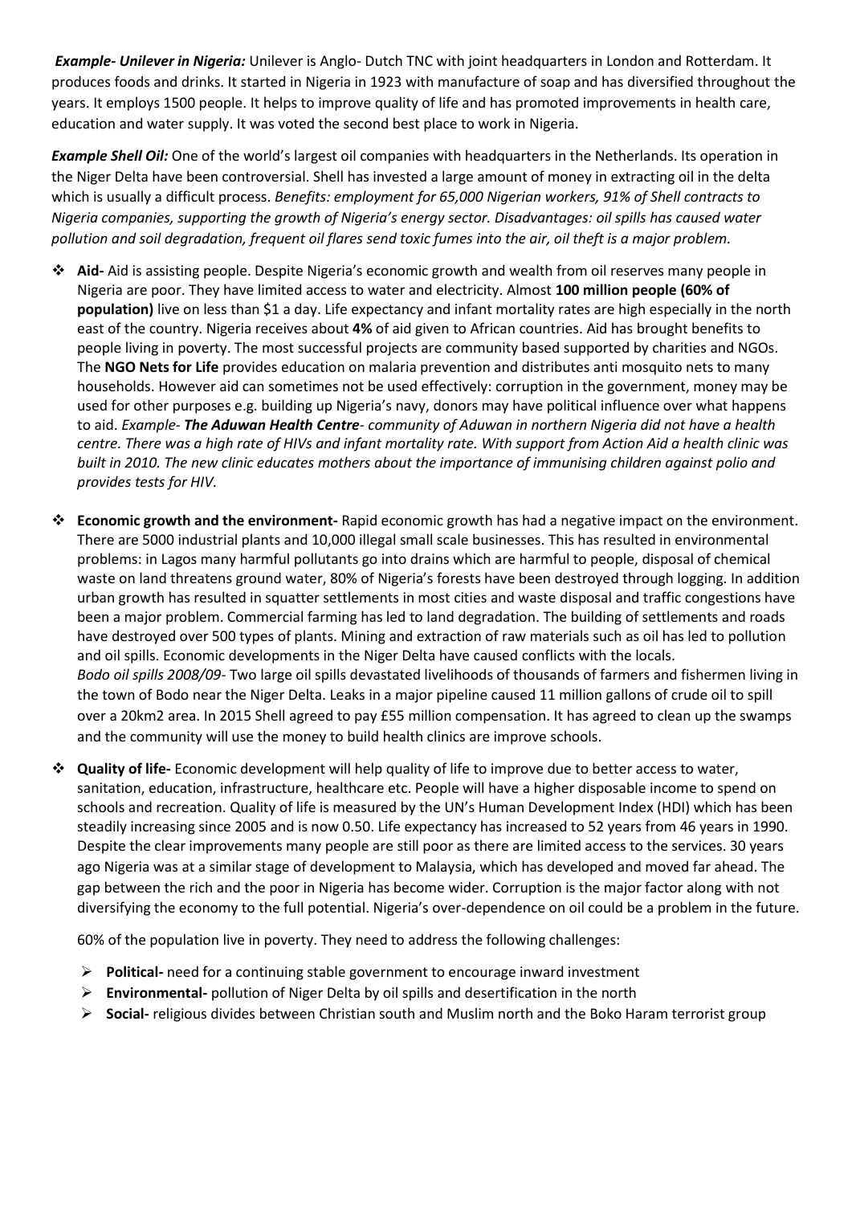***Example- Unilever in Nigeria:*** Unilever is Anglo- Dutch TNC with joint headquarters in London and Rotterdam. It produces foods and drinks. It started in Nigeria in 1923 with manufacture of soap and has diversified throughout the years. It employs 1500 people. It helps to improve quality of life and has promoted improvements in health care, education and water supply. It was voted the second best place to work in Nigeria.

***Example Shell Oil:*** One of the world's largest oil companies with headquarters in the Netherlands. Its operation in the Niger Delta have been controversial. Shell has invested a large amount of money in extracting oil in the delta which is usually a difficult process. *Benefits: employment for 65,000 Nigerian workers, 91% of Shell contracts to Nigeria companies, supporting the growth of Nigeria's energy sector. Disadvantages: oil spills has caused water pollution and soil degradation, frequent oil flares send toxic fumes into the air, oil theft is a major problem.*

- **Aid-** Aid is assisting people. Despite Nigeria's economic growth and wealth from oil reserves many people in Nigeria are poor. They have limited access to water and electricity. Almost **100 million people (60% of population)** live on less than $1 a day. Life expectancy and infant mortality rates are high especially in the north east of the country. Nigeria receives about **4%** of aid given to African countries. Aid has brought benefits to people living in poverty. The most successful projects are community based supported by charities and NGOs. The **NGO Nets for Life** provides education on malaria prevention and distributes anti mosquito nets to many households. However aid can sometimes not be used effectively: corruption in the government, money may be used for other purposes e.g. building up Nigeria's navy, donors may have political influence over what happens to aid. *Example- **The Aduwan Health Centre**- community of Aduwan in northern Nigeria did not have a health centre. There was a high rate of HIVs and infant mortality rate. With support from Action Aid a health clinic was built in 2010. The new clinic educates mothers about the importance of immunising children against polio and provides tests for HIV.*

- **Economic growth and the environment-** Rapid economic growth has had a negative impact on the environment. There are 5000 industrial plants and 10,000 illegal small scale businesses. This has resulted in environmental problems: in Lagos many harmful pollutants go into drains which are harmful to people, disposal of chemical waste on land threatens ground water, 80% of Nigeria's forests have been destroyed through logging. In addition urban growth has resulted in squatter settlements in most cities and waste disposal and traffic congestions have been a major problem. Commercial farming has led to land degradation. The building of settlements and roads have destroyed over 500 types of plants. Mining and extraction of raw materials such as oil has led to pollution and oil spills. Economic developments in the Niger Delta have caused conflicts with the locals.
  *Bodo oil spills 2008/09*- Two large oil spills devastated livelihoods of thousands of farmers and fishermen living in the town of Bodo near the Niger Delta. Leaks in a major pipeline caused 11 million gallons of crude oil to spill over a 20km2 area. In 2015 Shell agreed to pay £55 million compensation. It has agreed to clean up the swamps and the community will use the money to build health clinics are improve schools.

- **Quality of life-** Economic development will help quality of life to improve due to better access to water, sanitation, education, infrastructure, healthcare etc. People will have a higher disposable income to spend on schools and recreation. Quality of life is measured by the UN's Human Development Index (HDI) which has been steadily increasing since 2005 and is now 0.50. Life expectancy has increased to 52 years from 46 years in 1990. Despite the clear improvements many people are still poor as there are limited access to the services. 30 years ago Nigeria was at a similar stage of development to Malaysia, which has developed and moved far ahead. The gap between the rich and the poor in Nigeria has become wider. Corruption is the major factor along with not diversifying the economy to the full potential. Nigeria's over-dependence on oil could be a problem in the future.

  60% of the population live in poverty. They need to address the following challenges:

  - **Political-** need for a continuing stable government to encourage inward investment
  - **Environmental-** pollution of Niger Delta by oil spills and desertification in the north
  - **Social-** religious divides between Christian south and Muslim north and the Boko Haram terrorist group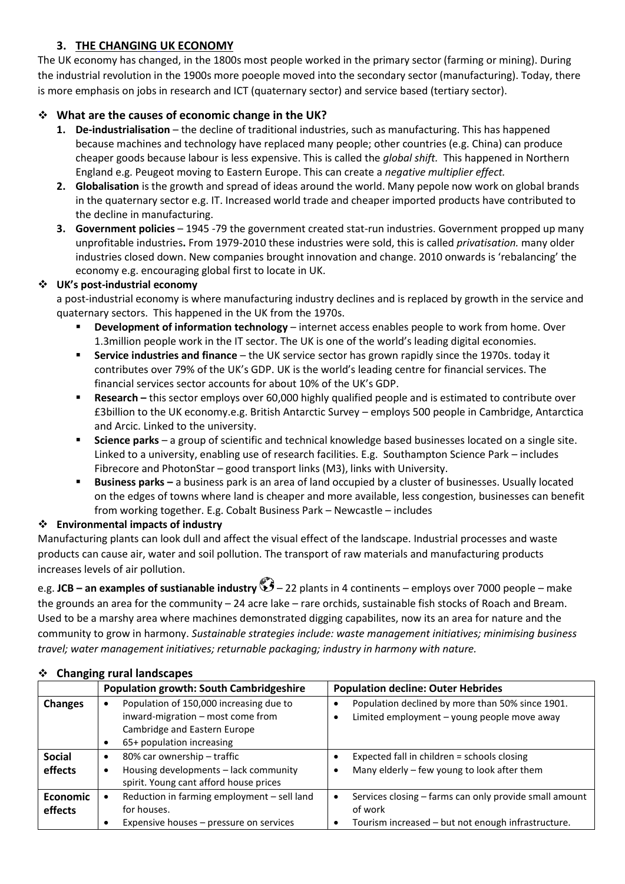## 3. THE CHANGING UK ECONOMY

The UK economy has changed, in the 1800s most people worked in the primary sector (farming or mining). During the industrial revolution in the 1900s more poeople moved into the secondary sector (manufacturing). Today, there is more emphasis on jobs in research and ICT (quaternary sector) and service based (tertiary sector).

### ❖ What are the causes of economic change in the UK?

1. **De-industrialisation** – the decline of traditional industries, such as manufacturing. This has happened because machines and technology have replaced many people; other countries (e.g. China) can produce cheaper goods because labour is less expensive. This is called the *global shift.* This happened in Northern England e.g. Peugeot moving to Eastern Europe. This can create a *negative multiplier effect.*
2. **Globalisation** is the growth and spread of ideas around the world. Many pepole now work on global brands in the quaternary sector e.g. IT. Increased world trade and cheaper imported products have contributed to the decline in manufacturing.
3. **Government policies** – 1945 -79 the government created stat-run industries. Government propped up many unprofitable industries**.** From 1979-2010 these industries were sold, this is called *privatisation.* many older industries closed down. New companies brought innovation and change. 2010 onwards is 'rebalancing' the economy e.g. encouraging global first to locate in UK.

### ❖ UK's post-industrial economy

a post-industrial economy is where manufacturing industry declines and is replaced by growth in the service and quaternary sectors. This happened in the UK from the 1970s.

- **Development of information technology** – internet access enables people to work from home. Over 1.3million people work in the IT sector. The UK is one of the world's leading digital economies.
- **Service industries and finance** – the UK service sector has grown rapidly since the 1970s. today it contributes over 79% of the UK's GDP. UK is the world's leading centre for financial services. The financial services sector accounts for about 10% of the UK's GDP.
- **Research –** this sector employs over 60,000 highly qualified people and is estimated to contribute over £3billion to the UK economy.e.g. British Antarctic Survey – employs 500 people in Cambridge, Antarctica and Arcic. Linked to the university.
- **Science parks** – a group of scientific and technical knowledge based businesses located on a single site. Linked to a university, enabling use of research facilities. E.g. Southampton Science Park – includes Fibrecore and PhotonStar – good transport links (M3), links with University.
- **Business parks –** a business park is an area of land occupied by a cluster of businesses. Usually located on the edges of towns where land is cheaper and more available, less congestion, businesses can benefit from working together. E.g. Cobalt Business Park – Newcastle – includes

### ❖ Environmental impacts of industry

Manufacturing plants can look dull and affect the visual effect of the landscape. Industrial processes and waste products can cause air, water and soil pollution. The transport of raw materials and manufacturing products increases levels of air pollution.

e.g. **JCB – an examples of sustainable industry** 🌍 – 22 plants in 4 continents – employs over 7000 people – make the grounds an area for the community – 24 acre lake – rare orchids, sustainable fish stocks of Roach and Bream. Used to be a marshy area where machines demonstrated digging capabilites, now its an area for nature and the community to grow in harmony. *Sustainable strategies include: waste management initiatives; minimising business travel; water management initiatives; returnable packaging; industry in harmony with nature.*

### ❖ Changing rural landscapes

| | Population growth: South Cambridgeshire | Population decline: Outer Hebrides |
|---|---|---|
| **Changes** | • Population of 150,000 increasing due to inward-migration – most come from Cambridge and Eastern Europe<br>• 65+ population increasing | • Population declined by more than 50% since 1901.<br>• Limited employment – young people move away |
| **Social effects** | • 80% car ownership – traffic<br>• Housing developments – lack community spirit. Young cant afford house prices | • Expected fall in children = schools closing<br>• Many elderly – few young to look after them |
| **Economic effects** | • Reduction in farming employment – sell land for houses.<br>• Expensive houses – pressure on services | • Services closing – farms can only provide small amount of work<br>• Tourism increased – but not enough infrastructure. |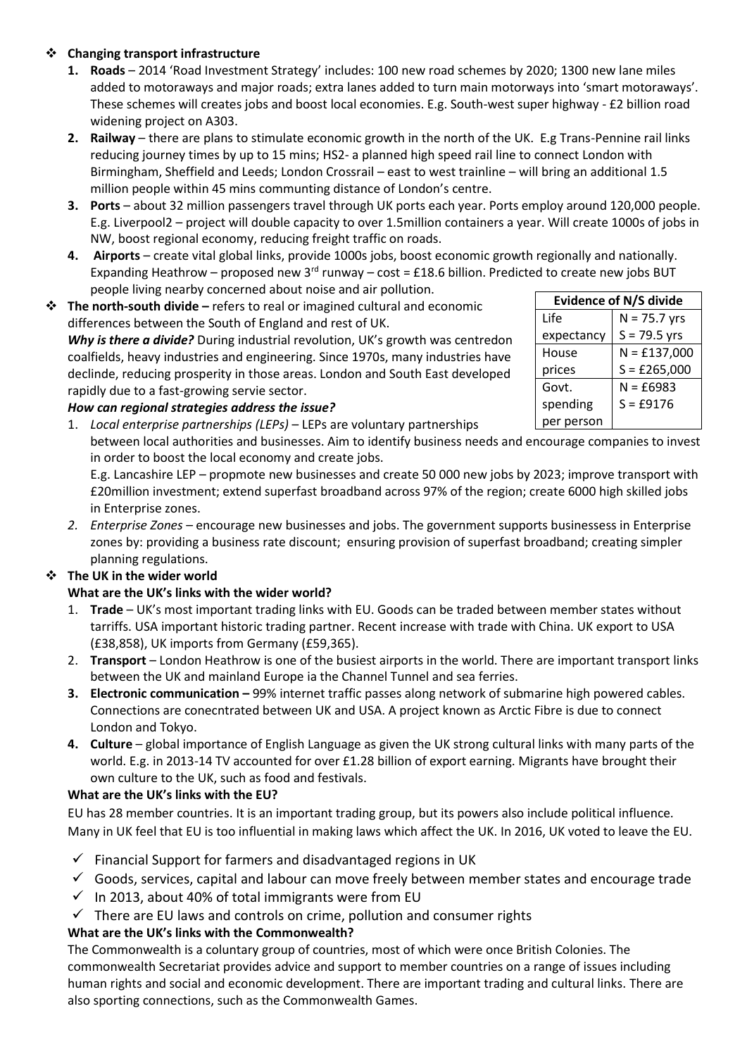- **Changing transport infrastructure**
  1. **Roads** – 2014 'Road Investment Strategy' includes: 100 new road schemes by 2020; 1300 new lane miles added to motoraways and major roads; extra lanes added to turn main motorways into 'smart motoraways'. These schemes will creates jobs and boost local economies. E.g. South-west super highway - £2 billion road widening project on A303.
  2. **Railway** – there are plans to stimulate economic growth in the north of the UK. E.g Trans-Pennine rail links reducing journey times by up to 15 mins; HS2- a planned high speed rail line to connect London with Birmingham, Sheffield and Leeds; London Crossrail – east to west trainline – will bring an additional 1.5 million people within 45 mins communting distance of London's centre.
  3. **Ports** – about 32 million passengers travel through UK ports each year. Ports employ around 120,000 people. E.g. Liverpool2 – project will double capacity to over 1.5million containers a year. Will create 1000s of jobs in NW, boost regional economy, reducing freight traffic on roads.
  4. **Airports** – create vital global links, provide 1000s jobs, boost economic growth regionally and nationally. Expanding Heathrow – proposed new 3rd runway – cost = £18.6 billion. Predicted to create new jobs BUT people living nearby concerned about noise and air pollution.

- **The north-south divide –** refers to real or imagined cultural and economic differences between the South of England and rest of UK.

  ***Why is there a divide?*** During industrial revolution, UK's growth was centredon coalfields, heavy industries and engineering. Since 1970s, many industries have declinde, reducing prosperity in those areas. London and South East developed rapidly due to a fast-growing servie sector.

  | Evidence of N/S divide | |
  |---|---|
  | Life expectancy | N = 75.7 yrs<br>S = 79.5 yrs |
  | House prices | N = £137,000<br>S = £265,000 |
  | Govt. spending per person | N = £6983<br>S = £9176 |

  ***How can regional strategies address the issue?***
  1. *Local enterprise partnerships (LEPs)* – LEPs are voluntary partnerships between local authorities and businesses. Aim to identify business needs and encourage companies to invest in order to boost the local economy and create jobs.

     E.g. Lancashire LEP – propmote new businesses and create 50 000 new jobs by 2023; improve transport with £20million investment; extend superfast broadband across 97% of the region; create 6000 high skilled jobs in Enterprise zones.
  2. *Enterprise Zones* – encourage new businesses and jobs. The government supports businessess in Enterprise zones by: providing a business rate discount; ensuring provision of superfast broadband; creating simpler planning regulations.

- **The UK in the wider world**

  **What are the UK's links with the wider world?**
  1. **Trade** – UK's most important trading links with EU. Goods can be traded between member states without tarriffs. USA important historic trading partner. Recent increase with trade with China. UK export to USA (£38,858), UK imports from Germany (£59,365).
  2. **Transport** – London Heathrow is one of the busiest airports in the world. There are important transport links between the UK and mainland Europe ia the Channel Tunnel and sea ferries.
  3. **Electronic communication –** 99% internet traffic passes along network of submarine high powered cables. Connections are conecntrated between UK and USA. A project known as Arctic Fibre is due to connect London and Tokyo.
  4. **Culture** – global importance of English Language as given the UK strong cultural links with many parts of the world. E.g. in 2013-14 TV accounted for over £1.28 billion of export earning. Migrants have brought their own culture to the UK, such as food and festivals.

  **What are the UK's links with the EU?**

  EU has 28 member countries. It is an important trading group, but its powers also include political influence. Many in UK feel that EU is too influential in making laws which affect the UK. In 2016, UK voted to leave the EU.

  - ✓ Financial Support for farmers and disadvantaged regions in UK
  - ✓ Goods, services, capital and labour can move freely between member states and encourage trade
  - ✓ In 2013, about 40% of total immigrants were from EU
  - ✓ There are EU laws and controls on crime, pollution and consumer rights

  **What are the UK's links with the Commonwealth?**

  The Commonwealth is a coluntary group of countries, most of which were once British Colonies. The commonwealth Secretariat provides advice and support to member countries on a range of issues including human rights and social and economic development. There are important trading and cultural links. There are also sporting connections, such as the Commonwealth Games.